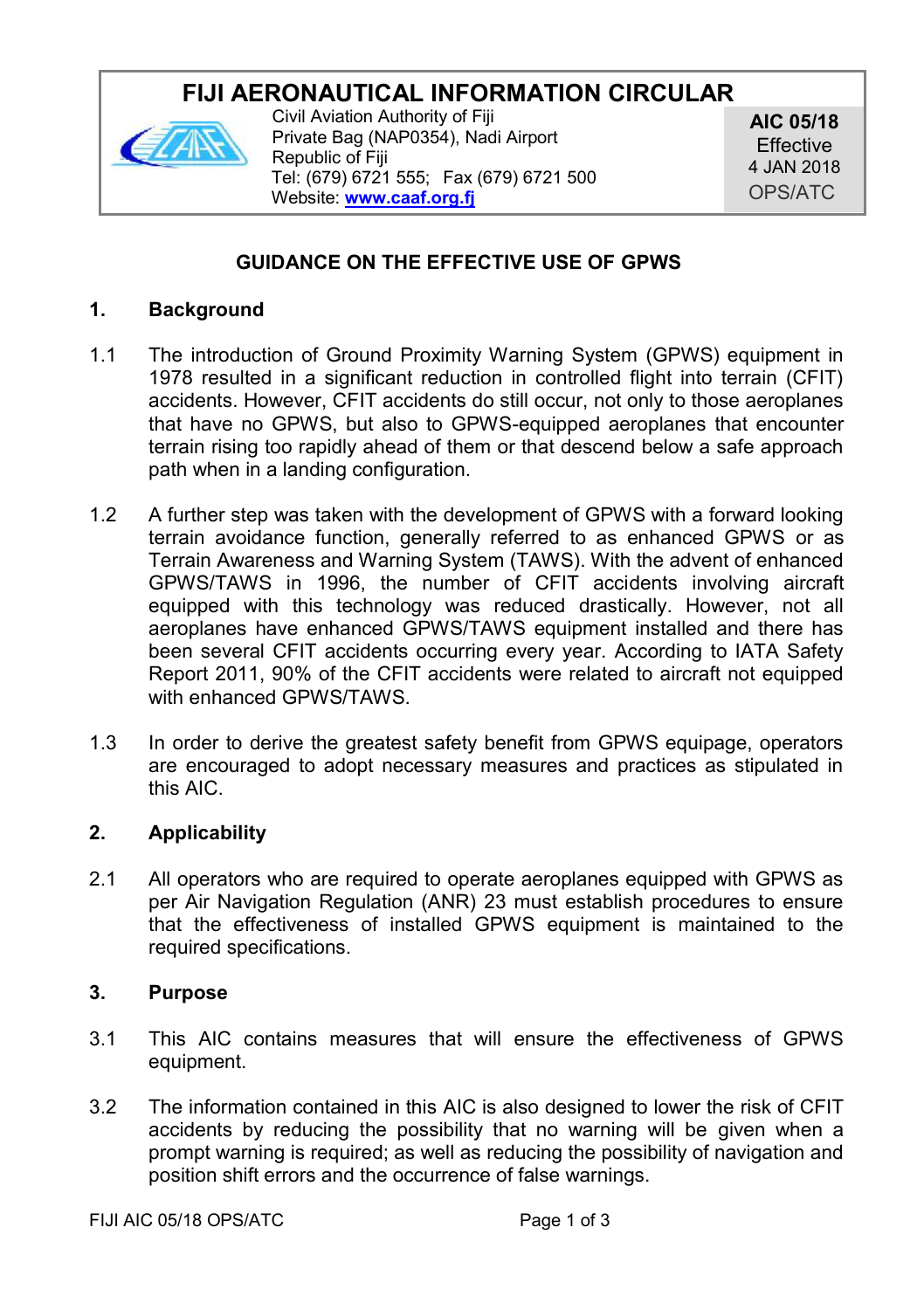# FIJI AERONAUTICAL INFORMATION CIRCULAR

Civil Aviation Authority of Fiji
Private Bag (NAP0354), Nadi Airport
Republic of Fiji
Tel: (679) 6721 555; Fax (679) 6721 500
Website: [www.caaf.org.fj](http://www.caaf.org.fj)

**AIC 05/18**
Effective
4 JAN 2018
OPS/ATC

## GUIDANCE ON THE EFFECTIVE USE OF GPWS

### 1. Background

1.1 The introduction of Ground Proximity Warning System (GPWS) equipment in 1978 resulted in a significant reduction in controlled flight into terrain (CFIT) accidents. However, CFIT accidents do still occur, not only to those aeroplanes that have no GPWS, but also to GPWS-equipped aeroplanes that encounter terrain rising too rapidly ahead of them or that descend below a safe approach path when in a landing configuration.

1.2 A further step was taken with the development of GPWS with a forward looking terrain avoidance function, generally referred to as enhanced GPWS or as Terrain Awareness and Warning System (TAWS). With the advent of enhanced GPWS/TAWS in 1996, the number of CFIT accidents involving aircraft equipped with this technology was reduced drastically. However, not all aeroplanes have enhanced GPWS/TAWS equipment installed and there has been several CFIT accidents occurring every year. According to IATA Safety Report 2011, 90% of the CFIT accidents were related to aircraft not equipped with enhanced GPWS/TAWS.

1.3 In order to derive the greatest safety benefit from GPWS equipage, operators are encouraged to adopt necessary measures and practices as stipulated in this AIC.

### 2. Applicability

2.1 All operators who are required to operate aeroplanes equipped with GPWS as per Air Navigation Regulation (ANR) 23 must establish procedures to ensure that the effectiveness of installed GPWS equipment is maintained to the required specifications.

### 3. Purpose

3.1 This AIC contains measures that will ensure the effectiveness of GPWS equipment.

3.2 The information contained in this AIC is also designed to lower the risk of CFIT accidents by reducing the possibility that no warning will be given when a prompt warning is required; as well as reducing the possibility of navigation and position shift errors and the occurrence of false warnings.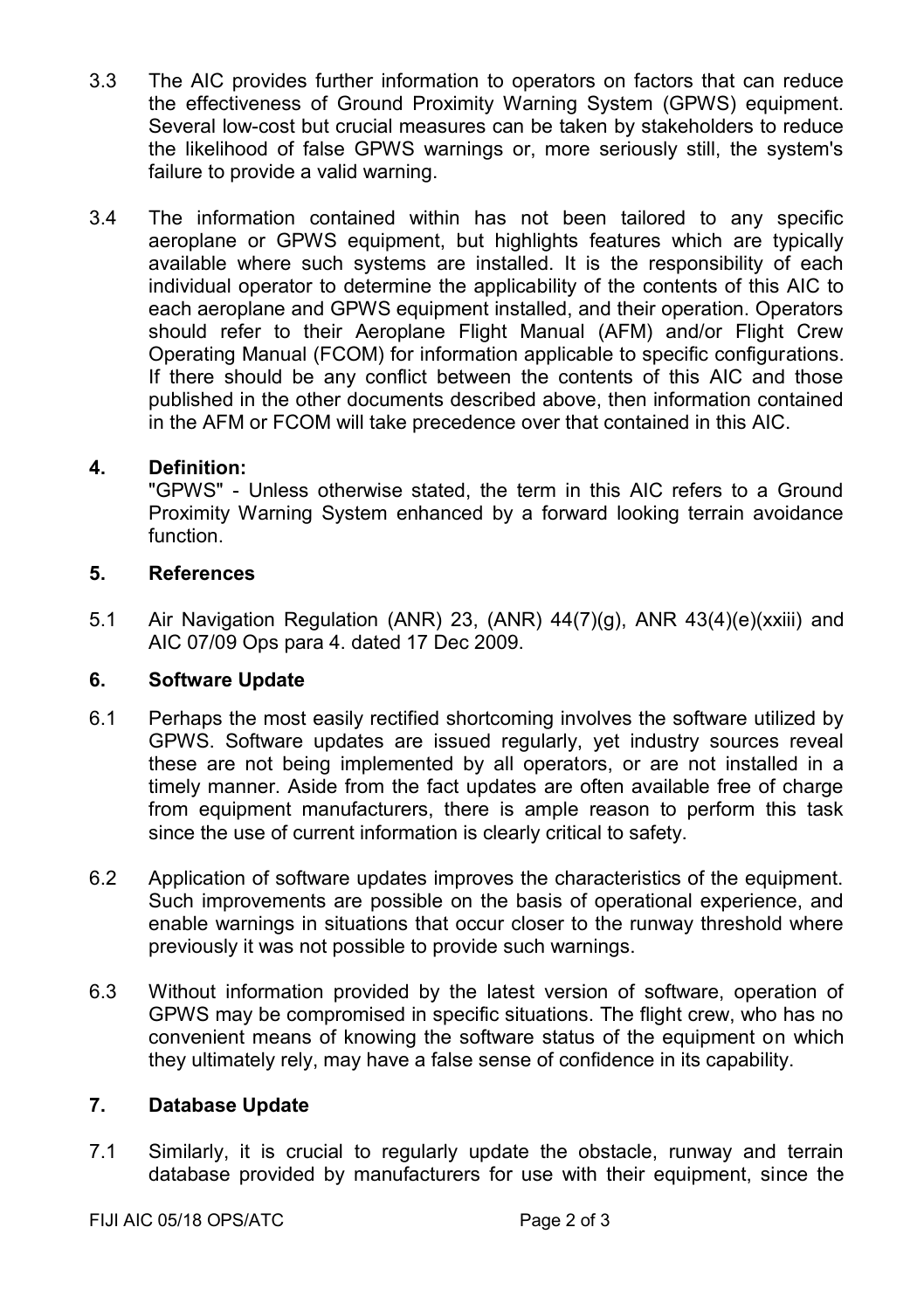3.3 The AIC provides further information to operators on factors that can reduce the effectiveness of Ground Proximity Warning System (GPWS) equipment. Several low-cost but crucial measures can be taken by stakeholders to reduce the likelihood of false GPWS warnings or, more seriously still, the system's failure to provide a valid warning.

3.4 The information contained within has not been tailored to any specific aeroplane or GPWS equipment, but highlights features which are typically available where such systems are installed. It is the responsibility of each individual operator to determine the applicability of the contents of this AIC to each aeroplane and GPWS equipment installed, and their operation. Operators should refer to their Aeroplane Flight Manual (AFM) and/or Flight Crew Operating Manual (FCOM) for information applicable to specific configurations. If there should be any conflict between the contents of this AIC and those published in the other documents described above, then information contained in the AFM or FCOM will take precedence over that contained in this AIC.

## 4. Definition:

"GPWS" - Unless otherwise stated, the term in this AIC refers to a Ground Proximity Warning System enhanced by a forward looking terrain avoidance function.

## 5. References

5.1 Air Navigation Regulation (ANR) 23, (ANR) 44(7)(g), ANR 43(4)(e)(xxiii) and AIC 07/09 Ops para 4. dated 17 Dec 2009.

## 6. Software Update

6.1 Perhaps the most easily rectified shortcoming involves the software utilized by GPWS. Software updates are issued regularly, yet industry sources reveal these are not being implemented by all operators, or are not installed in a timely manner. Aside from the fact updates are often available free of charge from equipment manufacturers, there is ample reason to perform this task since the use of current information is clearly critical to safety.

6.2 Application of software updates improves the characteristics of the equipment. Such improvements are possible on the basis of operational experience, and enable warnings in situations that occur closer to the runway threshold where previously it was not possible to provide such warnings.

6.3 Without information provided by the latest version of software, operation of GPWS may be compromised in specific situations. The flight crew, who has no convenient means of knowing the software status of the equipment on which they ultimately rely, may have a false sense of confidence in its capability.

## 7. Database Update

7.1 Similarly, it is crucial to regularly update the obstacle, runway and terrain database provided by manufacturers for use with their equipment, since the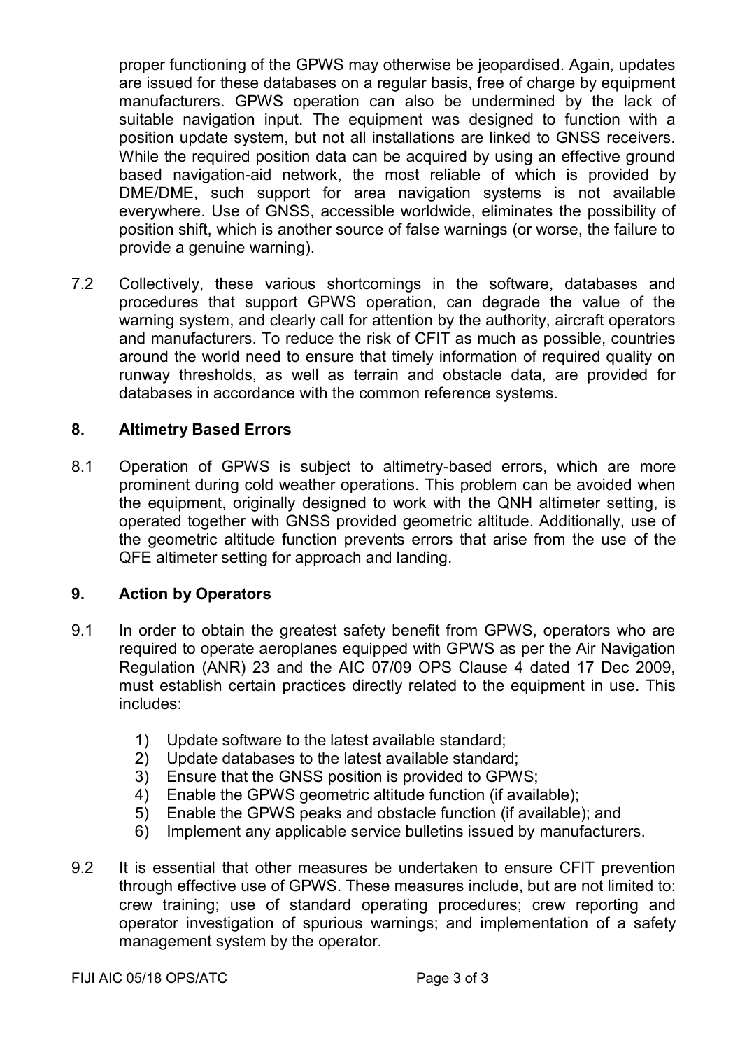proper functioning of the GPWS may otherwise be jeopardised. Again, updates are issued for these databases on a regular basis, free of charge by equipment manufacturers. GPWS operation can also be undermined by the lack of suitable navigation input. The equipment was designed to function with a position update system, but not all installations are linked to GNSS receivers. While the required position data can be acquired by using an effective ground based navigation-aid network, the most reliable of which is provided by DME/DME, such support for area navigation systems is not available everywhere. Use of GNSS, accessible worldwide, eliminates the possibility of position shift, which is another source of false warnings (or worse, the failure to provide a genuine warning).

7.2 Collectively, these various shortcomings in the software, databases and procedures that support GPWS operation, can degrade the value of the warning system, and clearly call for attention by the authority, aircraft operators and manufacturers. To reduce the risk of CFIT as much as possible, countries around the world need to ensure that timely information of required quality on runway thresholds, as well as terrain and obstacle data, are provided for databases in accordance with the common reference systems.

## 8. Altimetry Based Errors

8.1 Operation of GPWS is subject to altimetry-based errors, which are more prominent during cold weather operations. This problem can be avoided when the equipment, originally designed to work with the QNH altimeter setting, is operated together with GNSS provided geometric altitude. Additionally, use of the geometric altitude function prevents errors that arise from the use of the QFE altimeter setting for approach and landing.

## 9. Action by Operators

9.1 In order to obtain the greatest safety benefit from GPWS, operators who are required to operate aeroplanes equipped with GPWS as per the Air Navigation Regulation (ANR) 23 and the AIC 07/09 OPS Clause 4 dated 17 Dec 2009, must establish certain practices directly related to the equipment in use. This includes:

1) Update software to the latest available standard;
2) Update databases to the latest available standard;
3) Ensure that the GNSS position is provided to GPWS;
4) Enable the GPWS geometric altitude function (if available);
5) Enable the GPWS peaks and obstacle function (if available); and
6) Implement any applicable service bulletins issued by manufacturers.

9.2 It is essential that other measures be undertaken to ensure CFIT prevention through effective use of GPWS. These measures include, but are not limited to: crew training; use of standard operating procedures; crew reporting and operator investigation of spurious warnings; and implementation of a safety management system by the operator.